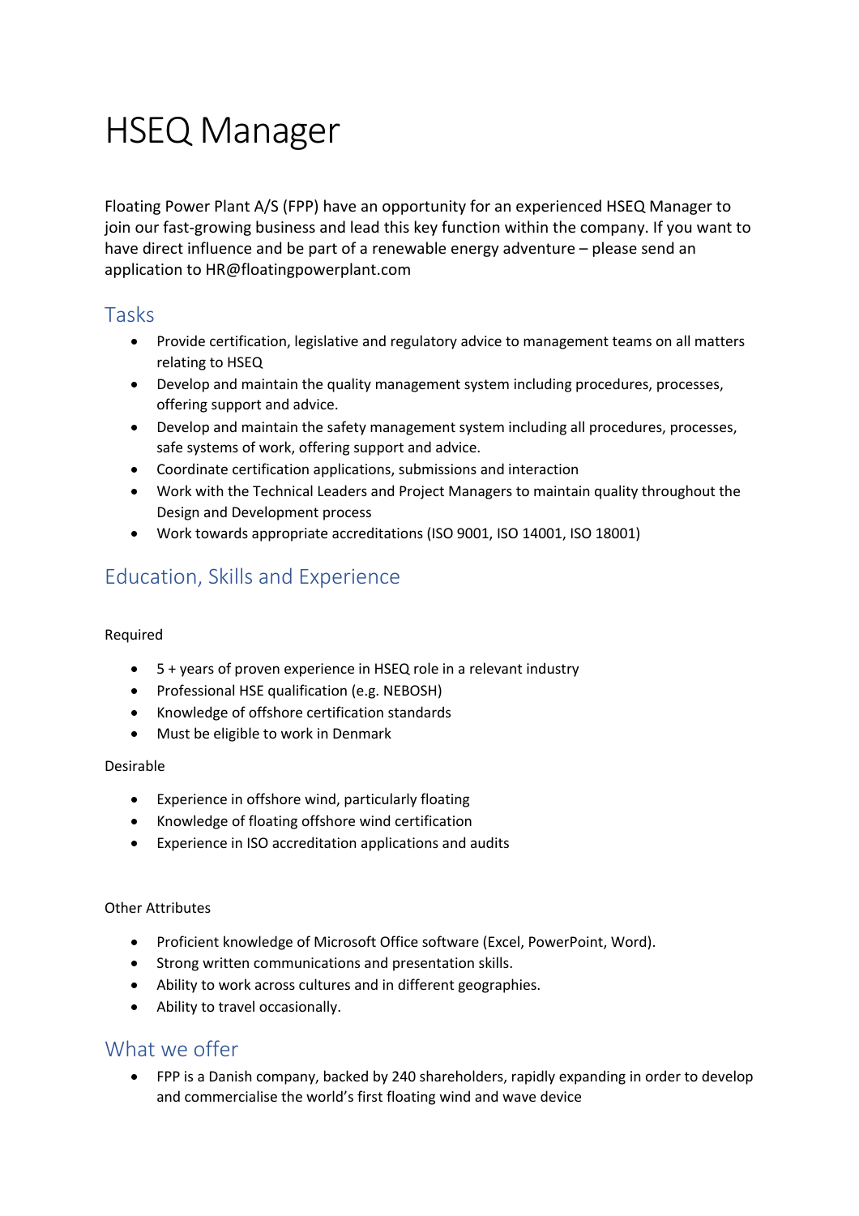# HSEQ Manager

Floating Power Plant A/S (FPP) have an opportunity for an experienced HSEQ Manager to join our fast-growing business and lead this key function within the company. If you want to have direct influence and be part of a renewable energy adventure – please send an application to HR@floatingpowerplant.com

## Tasks

- Provide certification, legislative and regulatory advice to management teams on all matters relating to HSEQ
- Develop and maintain the quality management system including procedures, processes, offering support and advice.
- Develop and maintain the safety management system including all procedures, processes, safe systems of work, offering support and advice.
- Coordinate certification applications, submissions and interaction
- Work with the Technical Leaders and Project Managers to maintain quality throughout the Design and Development process
- Work towards appropriate accreditations (ISO 9001, ISO 14001, ISO 18001)

## Education, Skills and Experience

Required

- 5 + years of proven experience in HSEQ role in a relevant industry
- Professional HSE qualification (e.g. NEBOSH)
- Knowledge of offshore certification standards
- Must be eligible to work in Denmark

Desirable

- Experience in offshore wind, particularly floating
- Knowledge of floating offshore wind certification
- Experience in ISO accreditation applications and audits

Other Attributes

- Proficient knowledge of Microsoft Office software (Excel, PowerPoint, Word).
- Strong written communications and presentation skills.
- Ability to work across cultures and in different geographies.
- Ability to travel occasionally.

## What we offer

- FPP is a Danish company, backed by 240 shareholders, rapidly expanding in order to develop and commercialise the world's first floating wind and wave device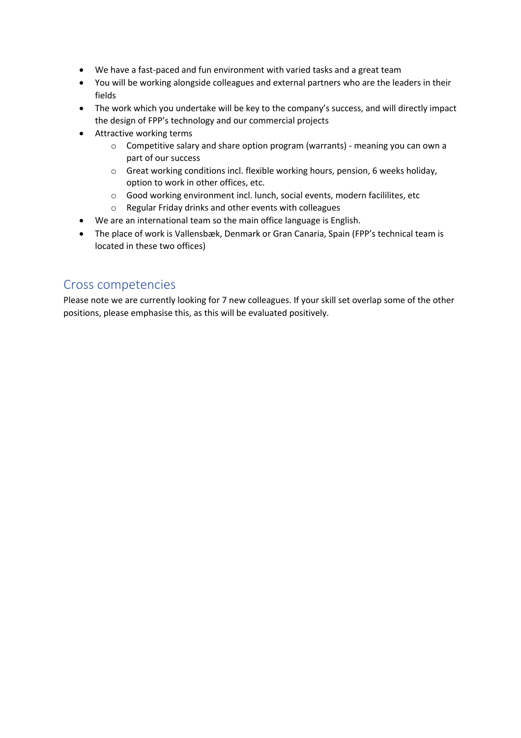- We have a fast-paced and fun environment with varied tasks and a great team
- You will be working alongside colleagues and external partners who are the leaders in their fields
- The work which you undertake will be key to the company's success, and will directly impact the design of FPP's technology and our commercial projects
- Attractive working terms
  - Competitive salary and share option program (warrants) - meaning you can own a part of our success
  - Great working conditions incl. flexible working hours, pension, 6 weeks holiday, option to work in other offices, etc.
  - Good working environment incl. lunch, social events, modern facililites, etc
  - Regular Friday drinks and other events with colleagues
- We are an international team so the main office language is English.
- The place of work is Vallensbæk, Denmark or Gran Canaria, Spain (FPP's technical team is located in these two offices)

## Cross competencies

Please note we are currently looking for 7 new colleagues. If your skill set overlap some of the other positions, please emphasise this, as this will be evaluated positively.